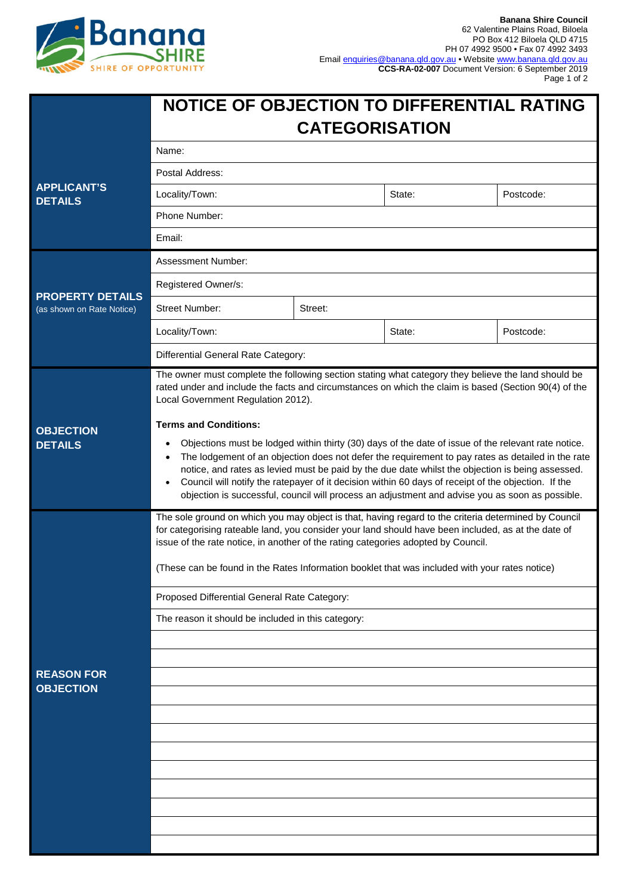**Banana Shire Council**
62 Valentine Plains Road, Biloela
PO Box 412 Biloela QLD 4715
PH 07 4992 9500 • Fax 07 4992 3493
Email enquiries@banana.qld.gov.au • Website www.banana.qld.gov.au
**CCS-RA-02-007** Document Version: 6 September 2019

# NOTICE OF OBJECTION TO DIFFERENTIAL RATING CATEGORISATION

| **APPLICANT'S DETAILS** | | | |
|---|---|---|---|
| Name: | | | |
| Postal Address: | | | |
| Locality/Town: | | State: | Postcode: |
| Phone Number: | | | |
| Email: | | | |

| **PROPERTY DETAILS** (as shown on Rate Notice) | | | |
|---|---|---|---|
| Assessment Number: | | | |
| Registered Owner/s: | | | |
| Street Number: | Street: | | |
| Locality/Town: | | State: | Postcode: |
| Differential General Rate Category: | | | |

**OBJECTION DETAILS**

The owner must complete the following section stating what category they believe the land should be rated under and include the facts and circumstances on which the claim is based (Section 90(4) of the Local Government Regulation 2012).

**Terms and Conditions:**

- Objections must be lodged within thirty (30) days of the date of issue of the relevant rate notice.
- The lodgement of an objection does not defer the requirement to pay rates as detailed in the rate notice, and rates as levied must be paid by the due date whilst the objection is being assessed.
- Council will notify the ratepayer of it decision within 60 days of receipt of the objection. If the objection is successful, council will process an adjustment and advise you as soon as possible.

**REASON FOR OBJECTION**

The sole ground on which you may object is that, having regard to the criteria determined by Council for categorising rateable land, you consider your land should have been included, as at the date of issue of the rate notice, in another of the rating categories adopted by Council.

(These can be found in the Rates Information booklet that was included with your rates notice)

Proposed Differential General Rate Category:

The reason it should be included in this category: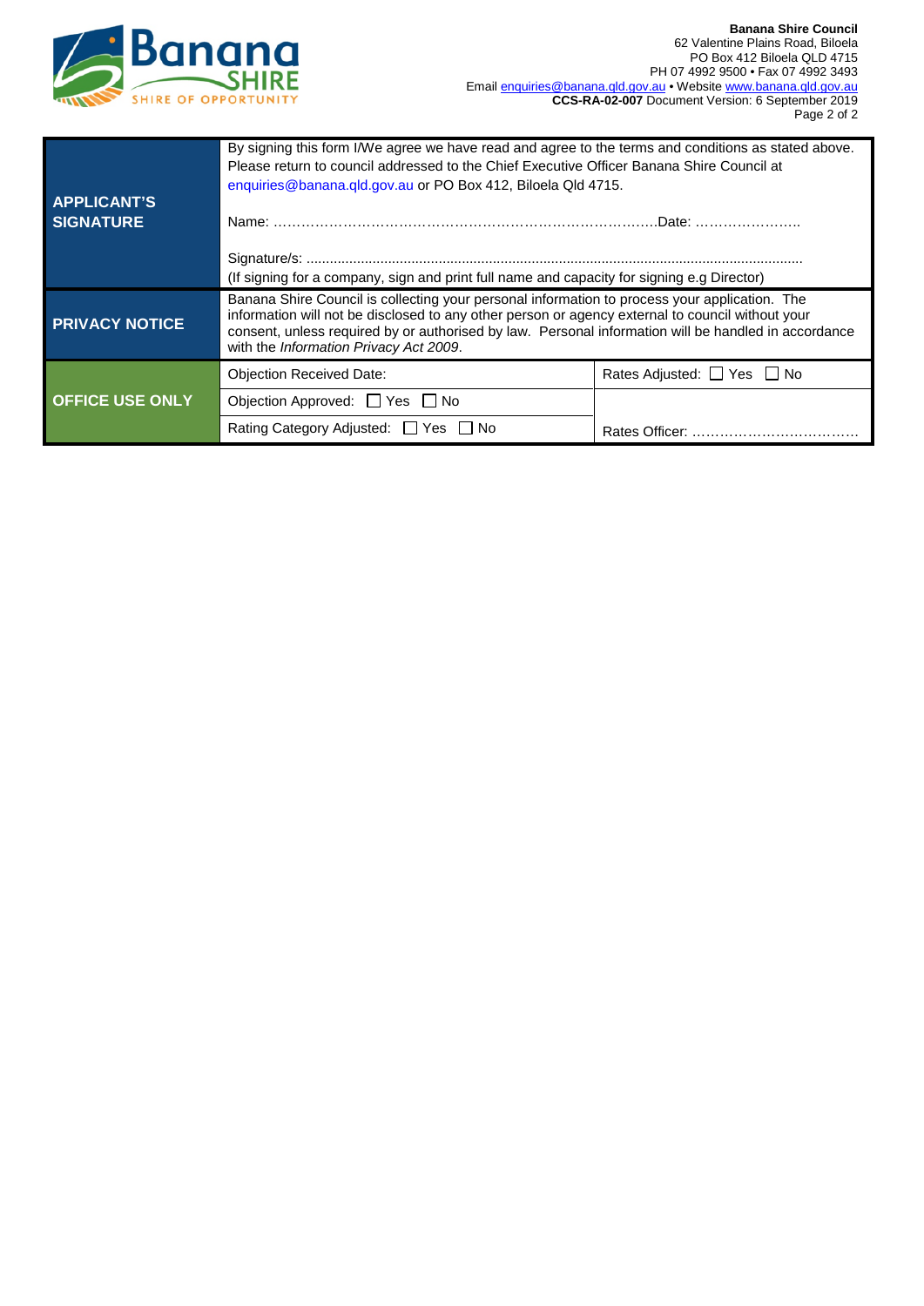**Banana Shire Council**
62 Valentine Plains Road, Biloela
PO Box 412 Biloela QLD 4715
PH 07 4992 9500 • Fax 07 4992 3493
Email enquiries@banana.qld.gov.au • Website www.banana.qld.gov.au
**CCS-RA-02-007** Document Version: 6 September 2019

| | | |
|---|---|---|
| **APPLICANT'S SIGNATURE** | By signing this form I/We agree we have read and agree to the terms and conditions as stated above. Please return to council addressed to the Chief Executive Officer Banana Shire Council at enquiries@banana.qld.gov.au or PO Box 412, Biloela Qld 4715.<br><br>Name: …………………………………………………………………………Date: …………………..<br><br>Signature/s: ……………………………………………………………………………………………<br>(If signing for a company, sign and print full name and capacity for signing e.g Director) | |
| **PRIVACY NOTICE** | Banana Shire Council is collecting your personal information to process your application. The information will not be disclosed to any other person or agency external to council without your consent, unless required by or authorised by law. Personal information will be handled in accordance with the *Information Privacy Act 2009*. | |
| **OFFICE USE ONLY** | Objection Received Date: | Rates Adjusted: ☐ Yes ☐ No |
| | Objection Approved: ☐ Yes ☐ No | |
| | Rating Category Adjusted: ☐ Yes ☐ No | Rates Officer: ……………………………… |